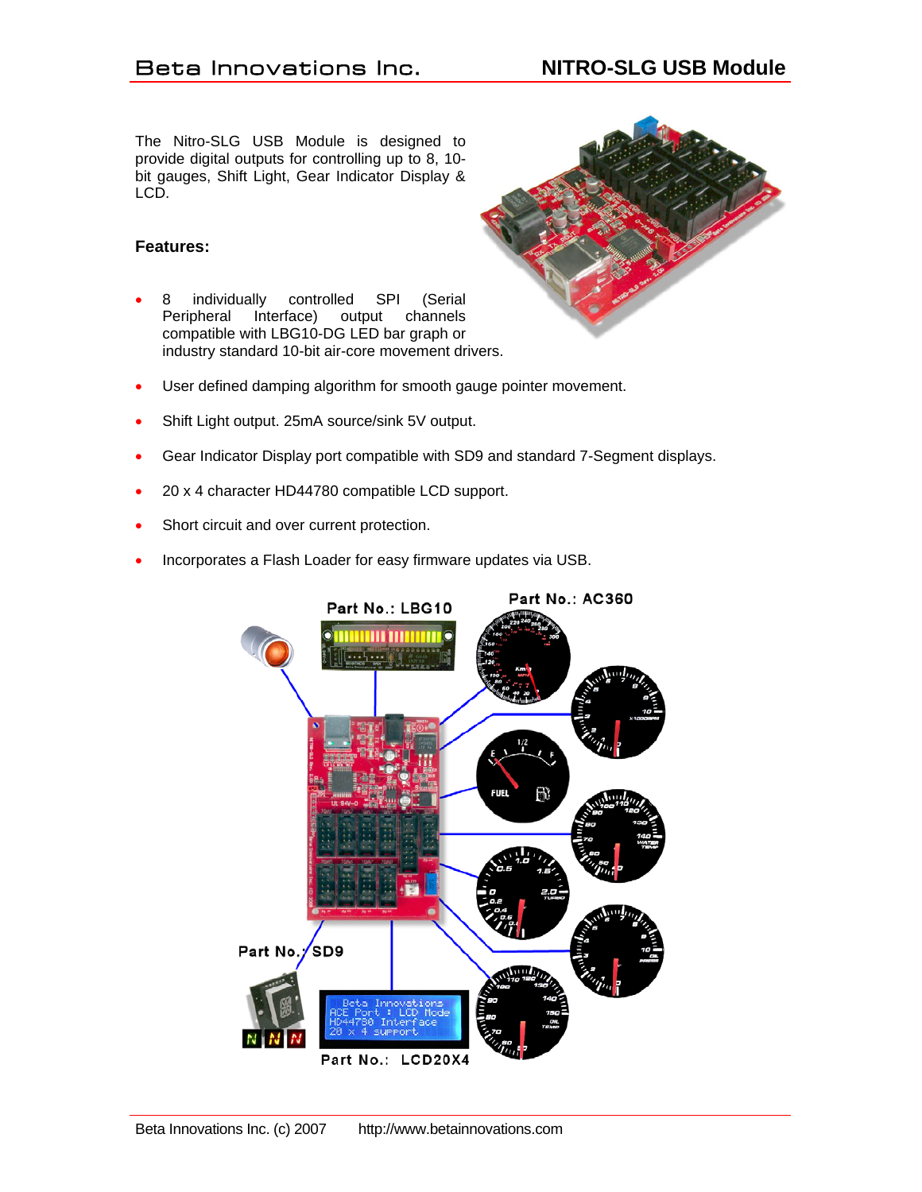# NITRO-SLG USB Module

The Nitro-SLG USB Module is designed to provide digital outputs for controlling up to 8, 10-bit gauges, Shift Light, Gear Indicator Display & LCD.

## Features:

- 8 individually controlled SPI (Serial Peripheral Interface) output channels compatible with LBG10-DG LED bar graph or industry standard 10-bit air-core movement drivers.
- User defined damping algorithm for smooth gauge pointer movement.
- Shift Light output. 25mA source/sink 5V output.
- Gear Indicator Display port compatible with SD9 and standard 7-Segment displays.
- 20 x 4 character HD44780 compatible LCD support.
- Short circuit and over current protection.
- Incorporates a Flash Loader for easy firmware updates via USB.

Part No.: LBG10

Part No.: AC360

Part No.: SD9

Part No.: LCD20X4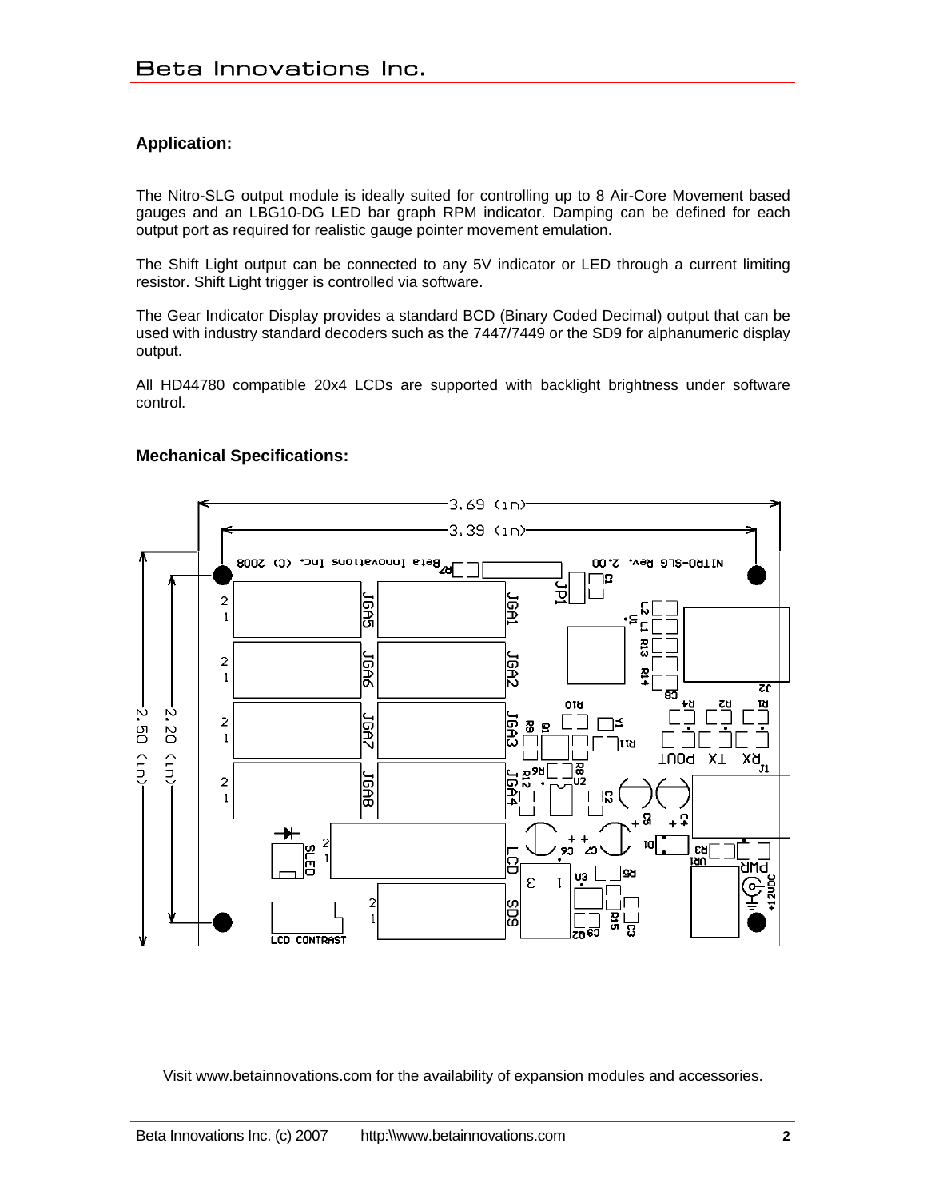## Application:

The Nitro-SLG output module is ideally suited for controlling up to 8 Air-Core Movement based gauges and an LBG10-DG LED bar graph RPM indicator. Damping can be defined for each output port as required for realistic gauge pointer movement emulation.

The Shift Light output can be connected to any 5V indicator or LED through a current limiting resistor. Shift Light trigger is controlled via software.

The Gear Indicator Display provides a standard BCD (Binary Coded Decimal) output that can be used with industry standard decoders such as the 7447/7449 or the SD9 for alphanumeric display output.

All HD44780 compatible 20x4 LCDs are supported with backlight brightness under software control.

## Mechanical Specifications:

3.69 (in)

3.39 (in)

2.50 (in)

2.20 (in)

Visit www.betainnovations.com for the availability of expansion modules and accessories.